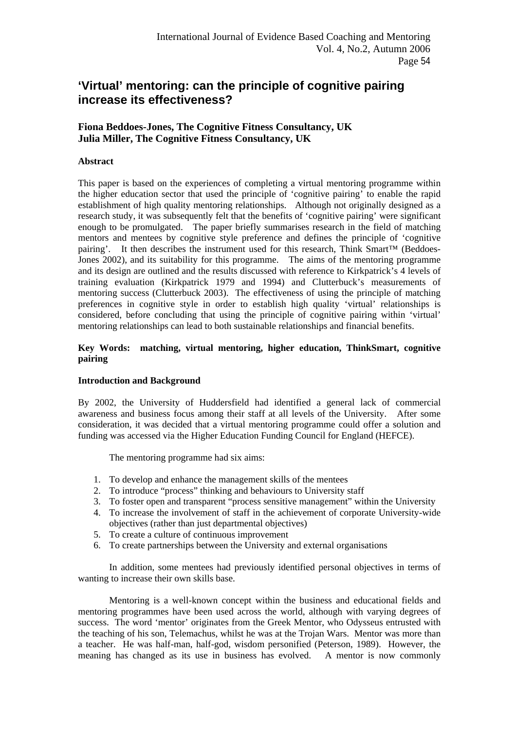# 'Virtual' mentoring: can the principle of cognitive pairing increase its effectiveness?

**Fiona Beddoes-Jones, The Cognitive Fitness Consultancy, UK**
**Julia Miller, The Cognitive Fitness Consultancy, UK**

**Abstract**

This paper is based on the experiences of completing a virtual mentoring programme within the higher education sector that used the principle of 'cognitive pairing' to enable the rapid establishment of high quality mentoring relationships. Although not originally designed as a research study, it was subsequently felt that the benefits of 'cognitive pairing' were significant enough to be promulgated. The paper briefly summarises research in the field of matching mentors and mentees by cognitive style preference and defines the principle of 'cognitive pairing'. It then describes the instrument used for this research, Think Smart™ (Beddoes-Jones 2002), and its suitability for this programme. The aims of the mentoring programme and its design are outlined and the results discussed with reference to Kirkpatrick's 4 levels of training evaluation (Kirkpatrick 1979 and 1994) and Clutterbuck's measurements of mentoring success (Clutterbuck 2003). The effectiveness of using the principle of matching preferences in cognitive style in order to establish high quality 'virtual' relationships is considered, before concluding that using the principle of cognitive pairing within 'virtual' mentoring relationships can lead to both sustainable relationships and financial benefits.

**Key Words: matching, virtual mentoring, higher education, ThinkSmart, cognitive pairing**

**Introduction and Background**

By 2002, the University of Huddersfield had identified a general lack of commercial awareness and business focus among their staff at all levels of the University. After some consideration, it was decided that a virtual mentoring programme could offer a solution and funding was accessed via the Higher Education Funding Council for England (HEFCE).

The mentoring programme had six aims:

1. To develop and enhance the management skills of the mentees
2. To introduce "process" thinking and behaviours to University staff
3. To foster open and transparent "process sensitive management" within the University
4. To increase the involvement of staff in the achievement of corporate University-wide objectives (rather than just departmental objectives)
5. To create a culture of continuous improvement
6. To create partnerships between the University and external organisations

In addition, some mentees had previously identified personal objectives in terms of wanting to increase their own skills base.

Mentoring is a well-known concept within the business and educational fields and mentoring programmes have been used across the world, although with varying degrees of success. The word 'mentor' originates from the Greek Mentor, who Odysseus entrusted with the teaching of his son, Telemachus, whilst he was at the Trojan Wars. Mentor was more than a teacher. He was half-man, half-god, wisdom personified (Peterson, 1989). However, the meaning has changed as its use in business has evolved. A mentor is now commonly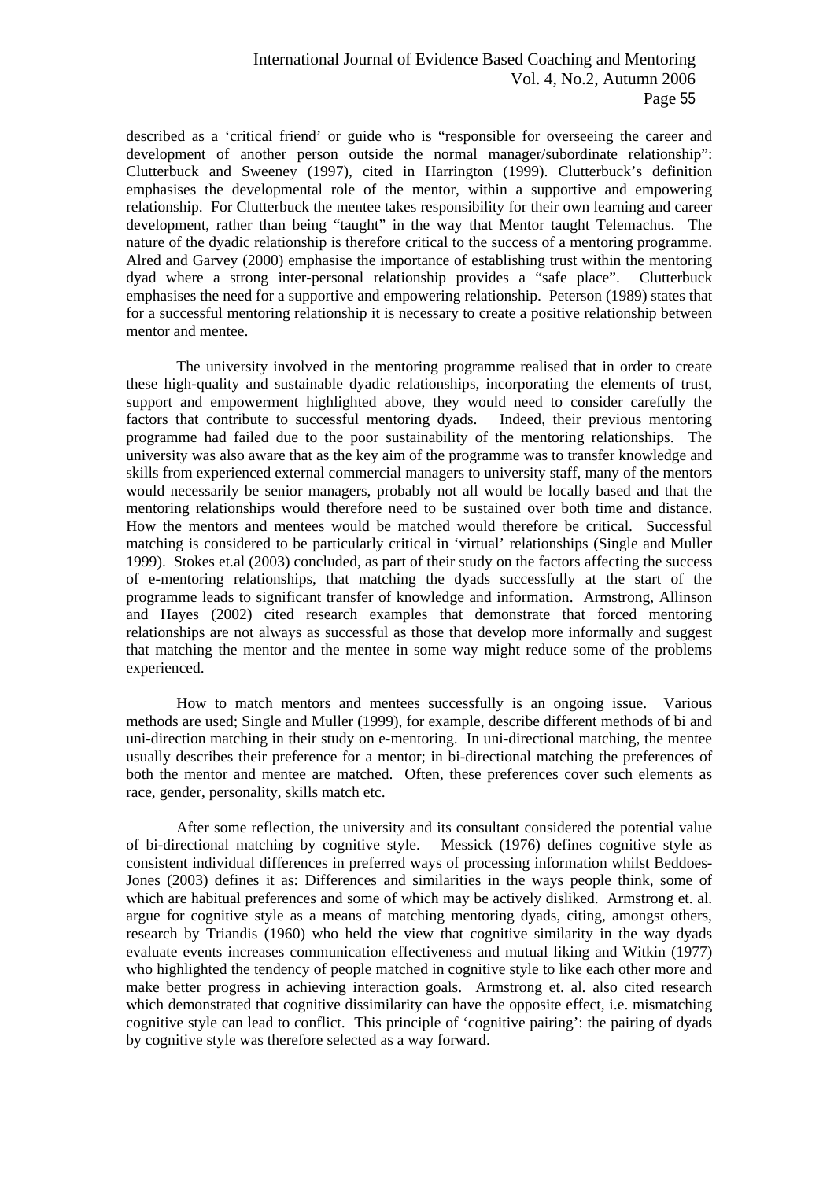described as a 'critical friend' or guide who is "responsible for overseeing the career and development of another person outside the normal manager/subordinate relationship": Clutterbuck and Sweeney (1997), cited in Harrington (1999). Clutterbuck's definition emphasises the developmental role of the mentor, within a supportive and empowering relationship. For Clutterbuck the mentee takes responsibility for their own learning and career development, rather than being "taught" in the way that Mentor taught Telemachus. The nature of the dyadic relationship is therefore critical to the success of a mentoring programme. Alred and Garvey (2000) emphasise the importance of establishing trust within the mentoring dyad where a strong inter-personal relationship provides a "safe place". Clutterbuck emphasises the need for a supportive and empowering relationship. Peterson (1989) states that for a successful mentoring relationship it is necessary to create a positive relationship between mentor and mentee.

The university involved in the mentoring programme realised that in order to create these high-quality and sustainable dyadic relationships, incorporating the elements of trust, support and empowerment highlighted above, they would need to consider carefully the factors that contribute to successful mentoring dyads. Indeed, their previous mentoring programme had failed due to the poor sustainability of the mentoring relationships. The university was also aware that as the key aim of the programme was to transfer knowledge and skills from experienced external commercial managers to university staff, many of the mentors would necessarily be senior managers, probably not all would be locally based and that the mentoring relationships would therefore need to be sustained over both time and distance. How the mentors and mentees would be matched would therefore be critical. Successful matching is considered to be particularly critical in 'virtual' relationships (Single and Muller 1999). Stokes et.al (2003) concluded, as part of their study on the factors affecting the success of e-mentoring relationships, that matching the dyads successfully at the start of the programme leads to significant transfer of knowledge and information. Armstrong, Allinson and Hayes (2002) cited research examples that demonstrate that forced mentoring relationships are not always as successful as those that develop more informally and suggest that matching the mentor and the mentee in some way might reduce some of the problems experienced.

How to match mentors and mentees successfully is an ongoing issue. Various methods are used; Single and Muller (1999), for example, describe different methods of bi and uni-direction matching in their study on e-mentoring. In uni-directional matching, the mentee usually describes their preference for a mentor; in bi-directional matching the preferences of both the mentor and mentee are matched. Often, these preferences cover such elements as race, gender, personality, skills match etc.

After some reflection, the university and its consultant considered the potential value of bi-directional matching by cognitive style. Messick (1976) defines cognitive style as consistent individual differences in preferred ways of processing information whilst Beddoes-Jones (2003) defines it as: Differences and similarities in the ways people think, some of which are habitual preferences and some of which may be actively disliked. Armstrong et. al. argue for cognitive style as a means of matching mentoring dyads, citing, amongst others, research by Triandis (1960) who held the view that cognitive similarity in the way dyads evaluate events increases communication effectiveness and mutual liking and Witkin (1977) who highlighted the tendency of people matched in cognitive style to like each other more and make better progress in achieving interaction goals. Armstrong et. al. also cited research which demonstrated that cognitive dissimilarity can have the opposite effect, i.e. mismatching cognitive style can lead to conflict. This principle of 'cognitive pairing': the pairing of dyads by cognitive style was therefore selected as a way forward.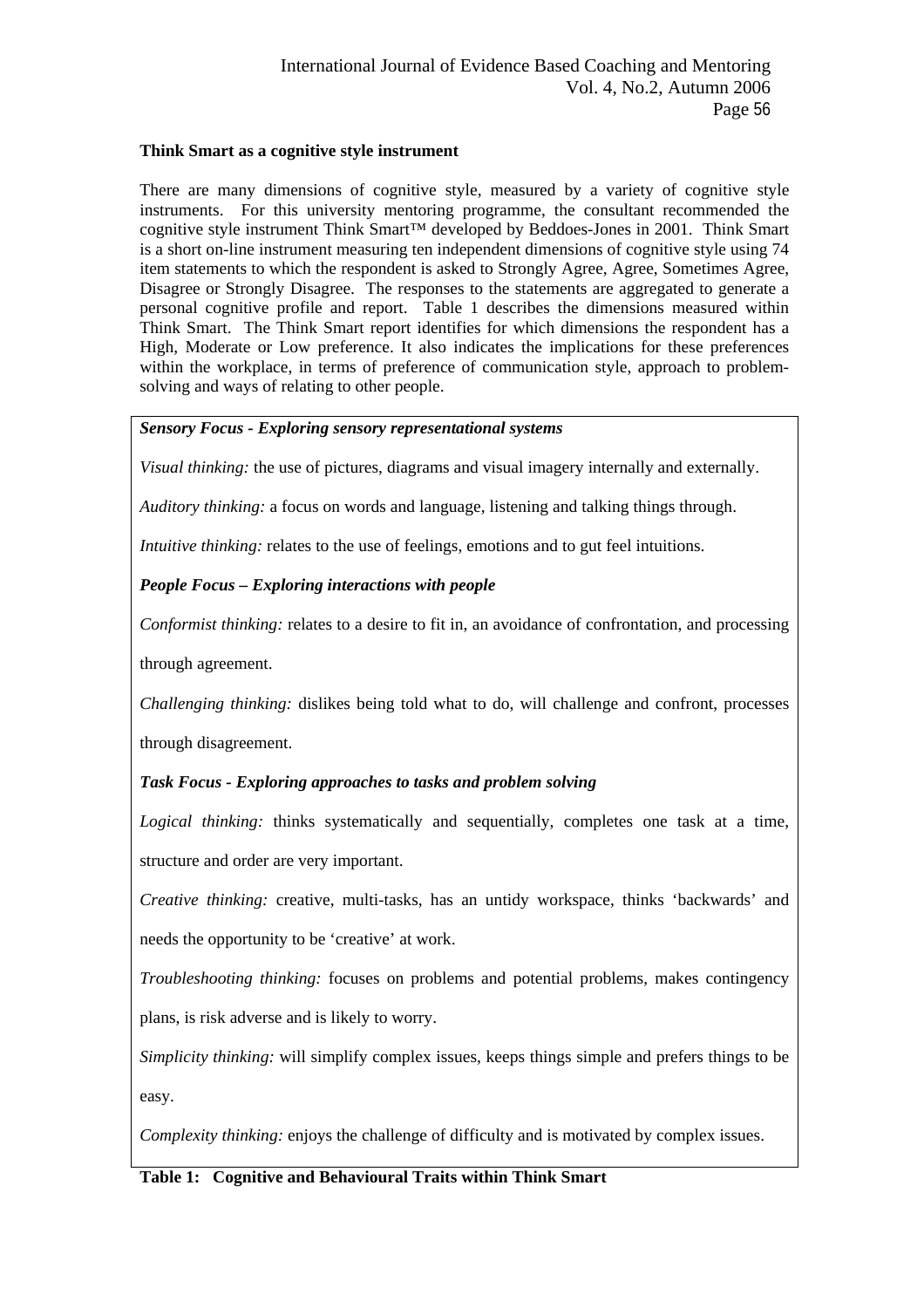**Think Smart as a cognitive style instrument**

There are many dimensions of cognitive style, measured by a variety of cognitive style instruments. For this university mentoring programme, the consultant recommended the cognitive style instrument Think Smart™ developed by Beddoes-Jones in 2001. Think Smart is a short on-line instrument measuring ten independent dimensions of cognitive style using 74 item statements to which the respondent is asked to Strongly Agree, Agree, Sometimes Agree, Disagree or Strongly Disagree. The responses to the statements are aggregated to generate a personal cognitive profile and report. Table 1 describes the dimensions measured within Think Smart. The Think Smart report identifies for which dimensions the respondent has a High, Moderate or Low preference. It also indicates the implications for these preferences within the workplace, in terms of preference of communication style, approach to problem-solving and ways of relating to other people.

***Sensory Focus - Exploring sensory representational systems***

*Visual thinking:* the use of pictures, diagrams and visual imagery internally and externally.

*Auditory thinking:* a focus on words and language, listening and talking things through.

*Intuitive thinking:* relates to the use of feelings, emotions and to gut feel intuitions.

***People Focus – Exploring interactions with people***

*Conformist thinking:* relates to a desire to fit in, an avoidance of confrontation, and processing through agreement.

*Challenging thinking:* dislikes being told what to do, will challenge and confront, processes through disagreement.

***Task Focus - Exploring approaches to tasks and problem solving***

*Logical thinking:* thinks systematically and sequentially, completes one task at a time, structure and order are very important.

*Creative thinking:* creative, multi-tasks, has an untidy workspace, thinks 'backwards' and needs the opportunity to be 'creative' at work.

*Troubleshooting thinking:* focuses on problems and potential problems, makes contingency plans, is risk adverse and is likely to worry.

*Simplicity thinking:* will simplify complex issues, keeps things simple and prefers things to be easy.

*Complexity thinking:* enjoys the challenge of difficulty and is motivated by complex issues.

**Table 1: Cognitive and Behavioural Traits within Think Smart**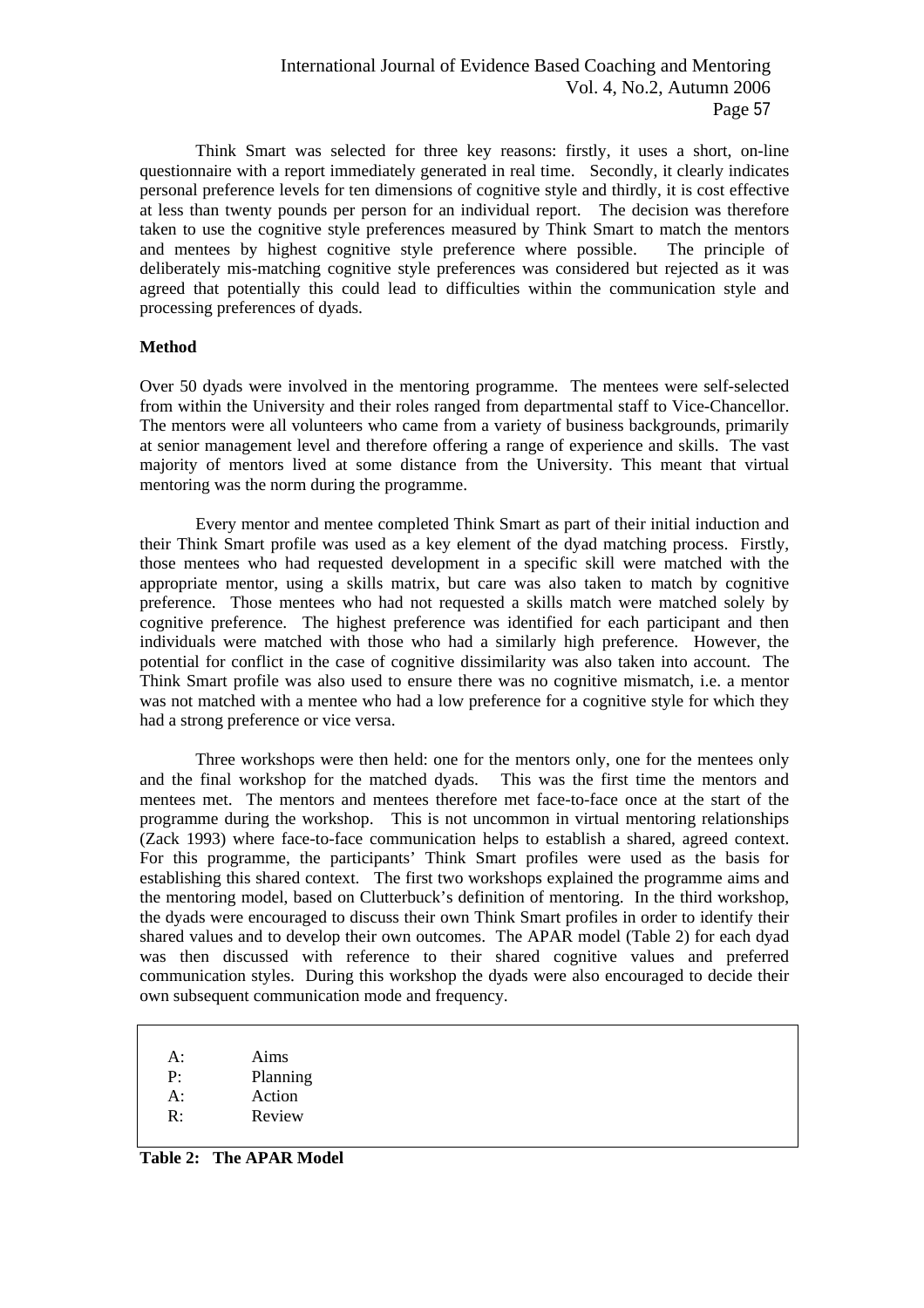Think Smart was selected for three key reasons: firstly, it uses a short, on-line questionnaire with a report immediately generated in real time. Secondly, it clearly indicates personal preference levels for ten dimensions of cognitive style and thirdly, it is cost effective at less than twenty pounds per person for an individual report. The decision was therefore taken to use the cognitive style preferences measured by Think Smart to match the mentors and mentees by highest cognitive style preference where possible. The principle of deliberately mis-matching cognitive style preferences was considered but rejected as it was agreed that potentially this could lead to difficulties within the communication style and processing preferences of dyads.

**Method**

Over 50 dyads were involved in the mentoring programme. The mentees were self-selected from within the University and their roles ranged from departmental staff to Vice-Chancellor. The mentors were all volunteers who came from a variety of business backgrounds, primarily at senior management level and therefore offering a range of experience and skills. The vast majority of mentors lived at some distance from the University. This meant that virtual mentoring was the norm during the programme.

Every mentor and mentee completed Think Smart as part of their initial induction and their Think Smart profile was used as a key element of the dyad matching process. Firstly, those mentees who had requested development in a specific skill were matched with the appropriate mentor, using a skills matrix, but care was also taken to match by cognitive preference. Those mentees who had not requested a skills match were matched solely by cognitive preference. The highest preference was identified for each participant and then individuals were matched with those who had a similarly high preference. However, the potential for conflict in the case of cognitive dissimilarity was also taken into account. The Think Smart profile was also used to ensure there was no cognitive mismatch, i.e. a mentor was not matched with a mentee who had a low preference for a cognitive style for which they had a strong preference or vice versa.

Three workshops were then held: one for the mentors only, one for the mentees only and the final workshop for the matched dyads. This was the first time the mentors and mentees met. The mentors and mentees therefore met face-to-face once at the start of the programme during the workshop. This is not uncommon in virtual mentoring relationships (Zack 1993) where face-to-face communication helps to establish a shared, agreed context. For this programme, the participants' Think Smart profiles were used as the basis for establishing this shared context. The first two workshops explained the programme aims and the mentoring model, based on Clutterbuck's definition of mentoring. In the third workshop, the dyads were encouraged to discuss their own Think Smart profiles in order to identify their shared values and to develop their own outcomes. The APAR model (Table 2) for each dyad was then discussed with reference to their shared cognitive values and preferred communication styles. During this workshop the dyads were also encouraged to decide their own subsequent communication mode and frequency.

| | |
|---|---|
| A: | Aims |
| P: | Planning |
| A: | Action |
| R: | Review |

**Table 2: The APAR Model**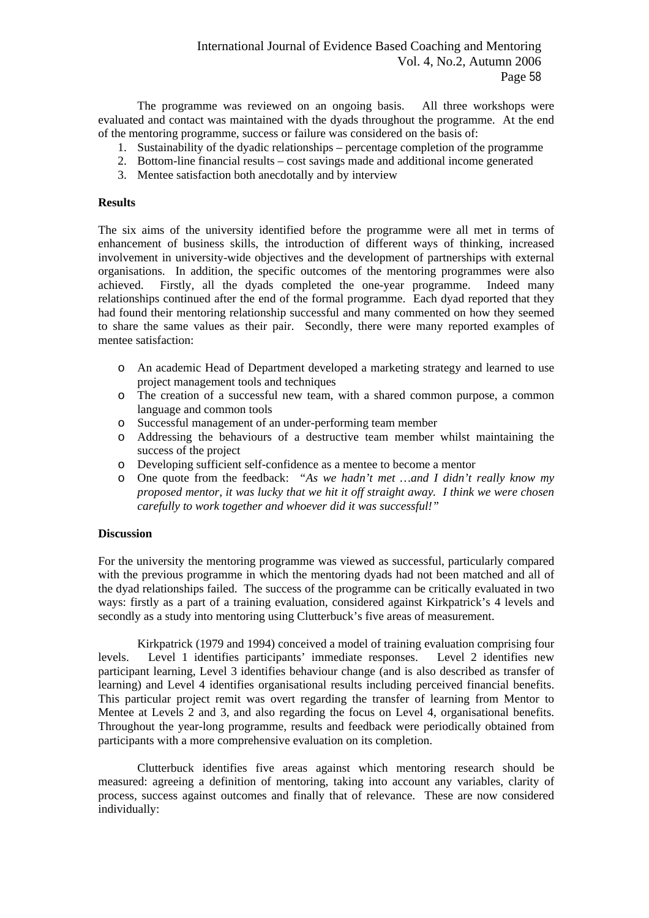The programme was reviewed on an ongoing basis. All three workshops were evaluated and contact was maintained with the dyads throughout the programme. At the end of the mentoring programme, success or failure was considered on the basis of:

1. Sustainability of the dyadic relationships – percentage completion of the programme
2. Bottom-line financial results – cost savings made and additional income generated
3. Mentee satisfaction both anecdotally and by interview

**Results**

The six aims of the university identified before the programme were all met in terms of enhancement of business skills, the introduction of different ways of thinking, increased involvement in university-wide objectives and the development of partnerships with external organisations. In addition, the specific outcomes of the mentoring programmes were also achieved. Firstly, all the dyads completed the one-year programme. Indeed many relationships continued after the end of the formal programme. Each dyad reported that they had found their mentoring relationship successful and many commented on how they seemed to share the same values as their pair. Secondly, there were many reported examples of mentee satisfaction:

- An academic Head of Department developed a marketing strategy and learned to use project management tools and techniques
- The creation of a successful new team, with a shared common purpose, a common language and common tools
- Successful management of an under-performing team member
- Addressing the behaviours of a destructive team member whilst maintaining the success of the project
- Developing sufficient self-confidence as a mentee to become a mentor
- One quote from the feedback: *"As we hadn't met …and I didn't really know my proposed mentor, it was lucky that we hit it off straight away. I think we were chosen carefully to work together and whoever did it was successful!"*

**Discussion**

For the university the mentoring programme was viewed as successful, particularly compared with the previous programme in which the mentoring dyads had not been matched and all of the dyad relationships failed. The success of the programme can be critically evaluated in two ways: firstly as a part of a training evaluation, considered against Kirkpatrick's 4 levels and secondly as a study into mentoring using Clutterbuck's five areas of measurement.

Kirkpatrick (1979 and 1994) conceived a model of training evaluation comprising four levels. Level 1 identifies participants' immediate responses. Level 2 identifies new participant learning, Level 3 identifies behaviour change (and is also described as transfer of learning) and Level 4 identifies organisational results including perceived financial benefits. This particular project remit was overt regarding the transfer of learning from Mentor to Mentee at Levels 2 and 3, and also regarding the focus on Level 4, organisational benefits. Throughout the year-long programme, results and feedback were periodically obtained from participants with a more comprehensive evaluation on its completion.

Clutterbuck identifies five areas against which mentoring research should be measured: agreeing a definition of mentoring, taking into account any variables, clarity of process, success against outcomes and finally that of relevance. These are now considered individually: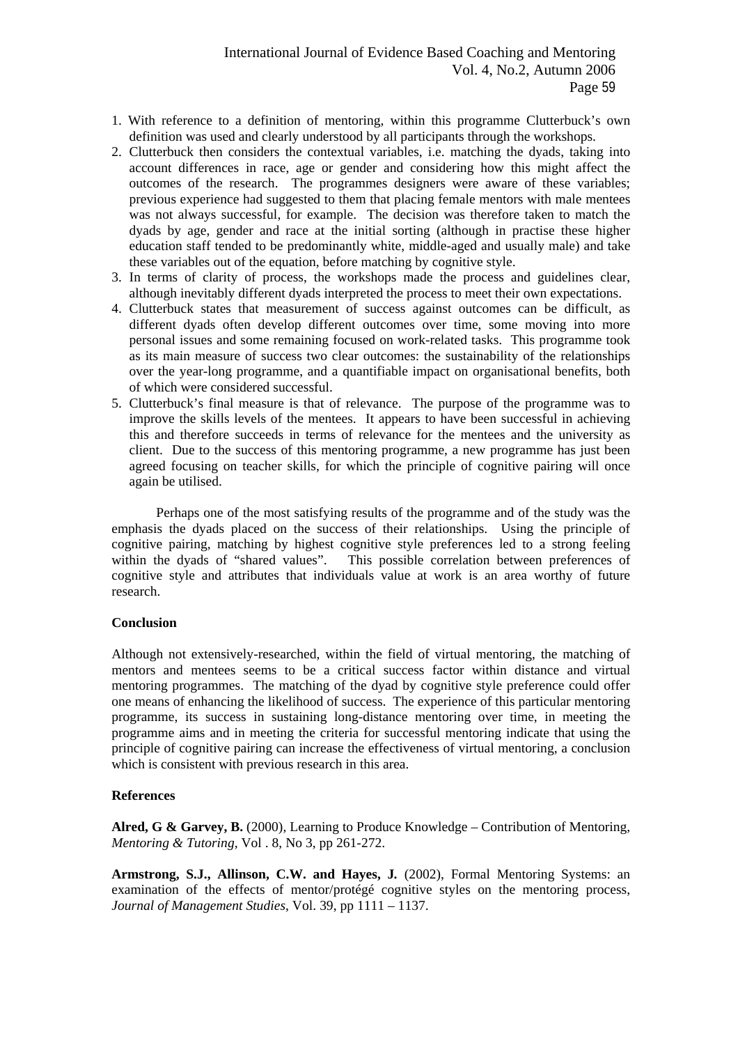1. With reference to a definition of mentoring, within this programme Clutterbuck's own definition was used and clearly understood by all participants through the workshops.
2. Clutterbuck then considers the contextual variables, i.e. matching the dyads, taking into account differences in race, age or gender and considering how this might affect the outcomes of the research. The programmes designers were aware of these variables; previous experience had suggested to them that placing female mentors with male mentees was not always successful, for example. The decision was therefore taken to match the dyads by age, gender and race at the initial sorting (although in practise these higher education staff tended to be predominantly white, middle-aged and usually male) and take these variables out of the equation, before matching by cognitive style.
3. In terms of clarity of process, the workshops made the process and guidelines clear, although inevitably different dyads interpreted the process to meet their own expectations.
4. Clutterbuck states that measurement of success against outcomes can be difficult, as different dyads often develop different outcomes over time, some moving into more personal issues and some remaining focused on work-related tasks. This programme took as its main measure of success two clear outcomes: the sustainability of the relationships over the year-long programme, and a quantifiable impact on organisational benefits, both of which were considered successful.
5. Clutterbuck's final measure is that of relevance. The purpose of the programme was to improve the skills levels of the mentees. It appears to have been successful in achieving this and therefore succeeds in terms of relevance for the mentees and the university as client. Due to the success of this mentoring programme, a new programme has just been agreed focusing on teacher skills, for which the principle of cognitive pairing will once again be utilised.

Perhaps one of the most satisfying results of the programme and of the study was the emphasis the dyads placed on the success of their relationships. Using the principle of cognitive pairing, matching by highest cognitive style preferences led to a strong feeling within the dyads of "shared values". This possible correlation between preferences of cognitive style and attributes that individuals value at work is an area worthy of future research.

**Conclusion**

Although not extensively-researched, within the field of virtual mentoring, the matching of mentors and mentees seems to be a critical success factor within distance and virtual mentoring programmes. The matching of the dyad by cognitive style preference could offer one means of enhancing the likelihood of success. The experience of this particular mentoring programme, its success in sustaining long-distance mentoring over time, in meeting the programme aims and in meeting the criteria for successful mentoring indicate that using the principle of cognitive pairing can increase the effectiveness of virtual mentoring, a conclusion which is consistent with previous research in this area.

**References**

**Alred, G & Garvey, B.** (2000), Learning to Produce Knowledge – Contribution of Mentoring, *Mentoring & Tutoring*, Vol . 8, No 3, pp 261-272.

**Armstrong, S.J., Allinson, C.W. and Hayes, J.** (2002), Formal Mentoring Systems: an examination of the effects of mentor/protégé cognitive styles on the mentoring process, *Journal of Management Studies*, Vol. 39, pp 1111 – 1137.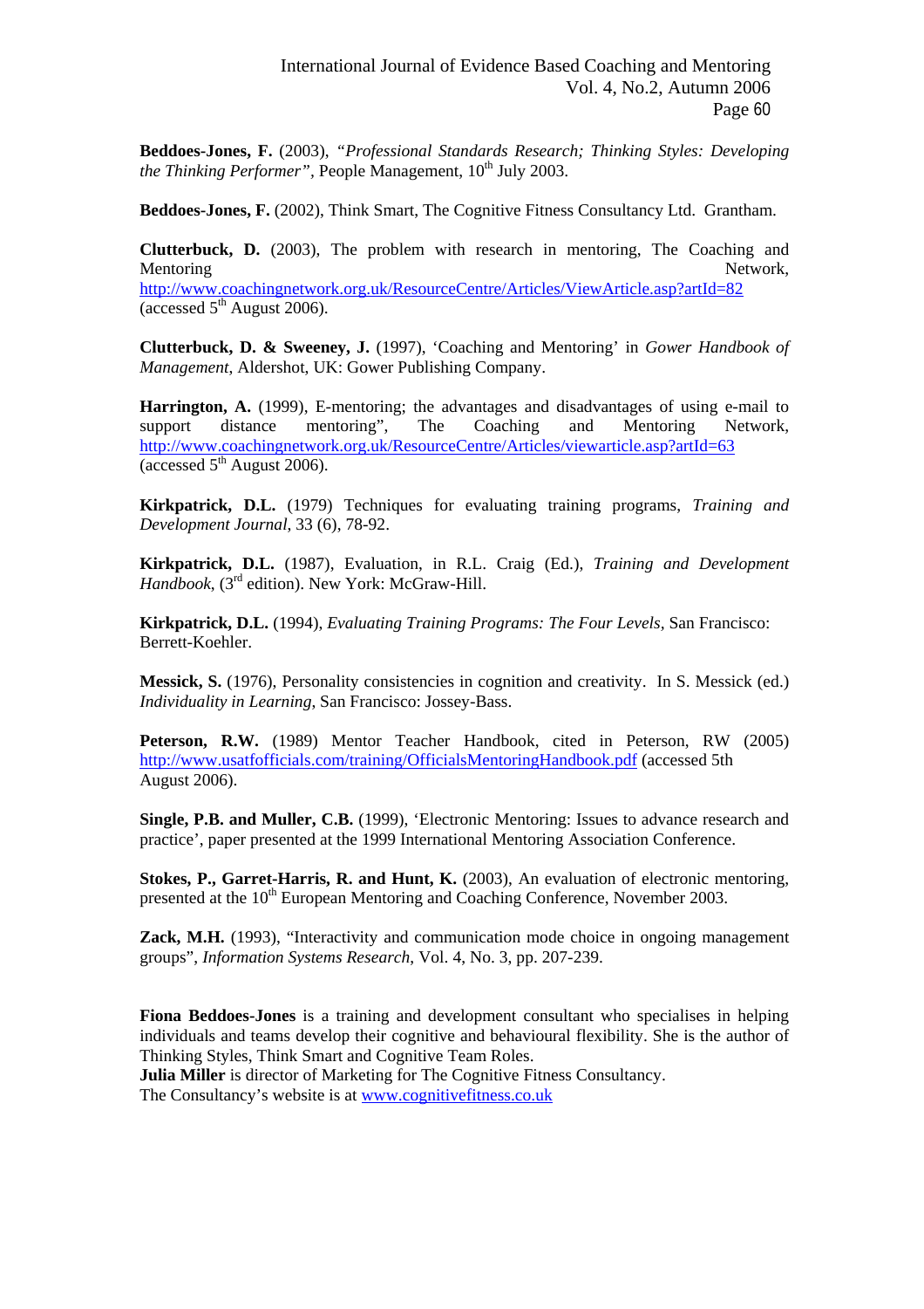**Beddoes-Jones, F.** (2003), *"Professional Standards Research; Thinking Styles: Developing the Thinking Performer"*, People Management, 10th July 2003.

**Beddoes-Jones, F.** (2002), Think Smart, The Cognitive Fitness Consultancy Ltd. Grantham.

**Clutterbuck, D.** (2003), The problem with research in mentoring, The Coaching and Mentoring Network, http://www.coachingnetwork.org.uk/ResourceCentre/Articles/ViewArticle.asp?artId=82 (accessed 5th August 2006).

**Clutterbuck, D. & Sweeney, J.** (1997), 'Coaching and Mentoring' in *Gower Handbook of Management*, Aldershot, UK: Gower Publishing Company.

**Harrington, A.** (1999), E-mentoring; the advantages and disadvantages of using e-mail to support distance mentoring", The Coaching and Mentoring Network, http://www.coachingnetwork.org.uk/ResourceCentre/Articles/viewarticle.asp?artId=63 (accessed 5th August 2006).

**Kirkpatrick, D.L.** (1979) Techniques for evaluating training programs, *Training and Development Journal*, 33 (6), 78-92.

**Kirkpatrick, D.L.** (1987), Evaluation, in R.L. Craig (Ed.), *Training and Development Handbook*, (3rd edition). New York: McGraw-Hill.

**Kirkpatrick, D.L.** (1994), *Evaluating Training Programs: The Four Levels*, San Francisco: Berrett-Koehler.

**Messick, S.** (1976), Personality consistencies in cognition and creativity. In S. Messick (ed.) *Individuality in Learning*, San Francisco: Jossey-Bass.

**Peterson, R.W.** (1989) Mentor Teacher Handbook, cited in Peterson, RW (2005) http://www.usatfofficials.com/training/OfficialsMentoringHandbook.pdf (accessed 5th August 2006).

**Single, P.B. and Muller, C.B.** (1999), 'Electronic Mentoring: Issues to advance research and practice', paper presented at the 1999 International Mentoring Association Conference.

**Stokes, P., Garret-Harris, R. and Hunt, K.** (2003), An evaluation of electronic mentoring, presented at the 10th European Mentoring and Coaching Conference, November 2003.

**Zack, M.H.** (1993), "Interactivity and communication mode choice in ongoing management groups", *Information Systems Research*, Vol. 4, No. 3, pp. 207-239.

**Fiona Beddoes-Jones** is a training and development consultant who specialises in helping individuals and teams develop their cognitive and behavioural flexibility. She is the author of Thinking Styles, Think Smart and Cognitive Team Roles.
**Julia Miller** is director of Marketing for The Cognitive Fitness Consultancy.
The Consultancy's website is at www.cognitivefitness.co.uk